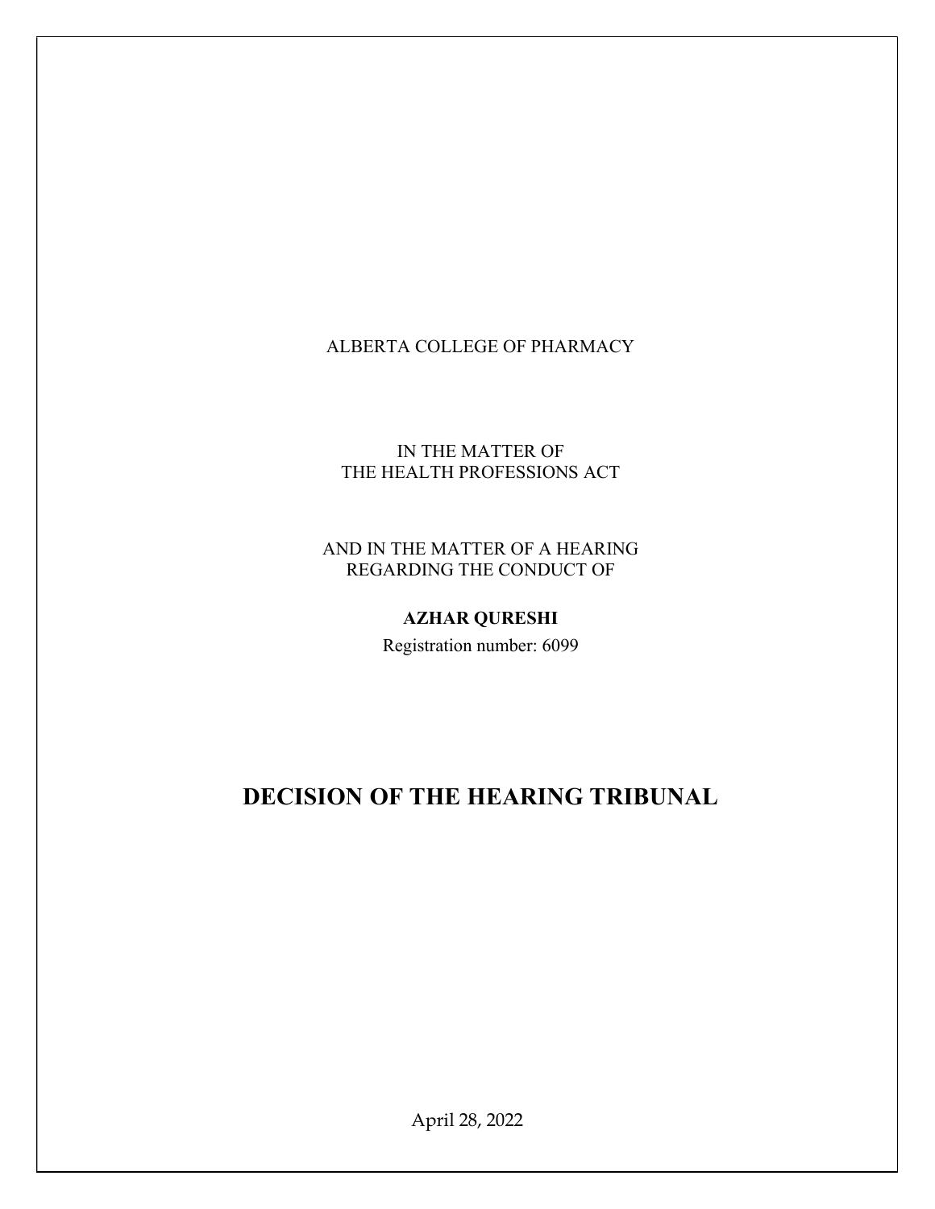ALBERTA COLLEGE OF PHARMACY

IN THE MATTER OF
THE HEALTH PROFESSIONS ACT

AND IN THE MATTER OF A HEARING
REGARDING THE CONDUCT OF

**AZHAR QURESHI**

Registration number: 6099

# DECISION OF THE HEARING TRIBUNAL

April 28, 2022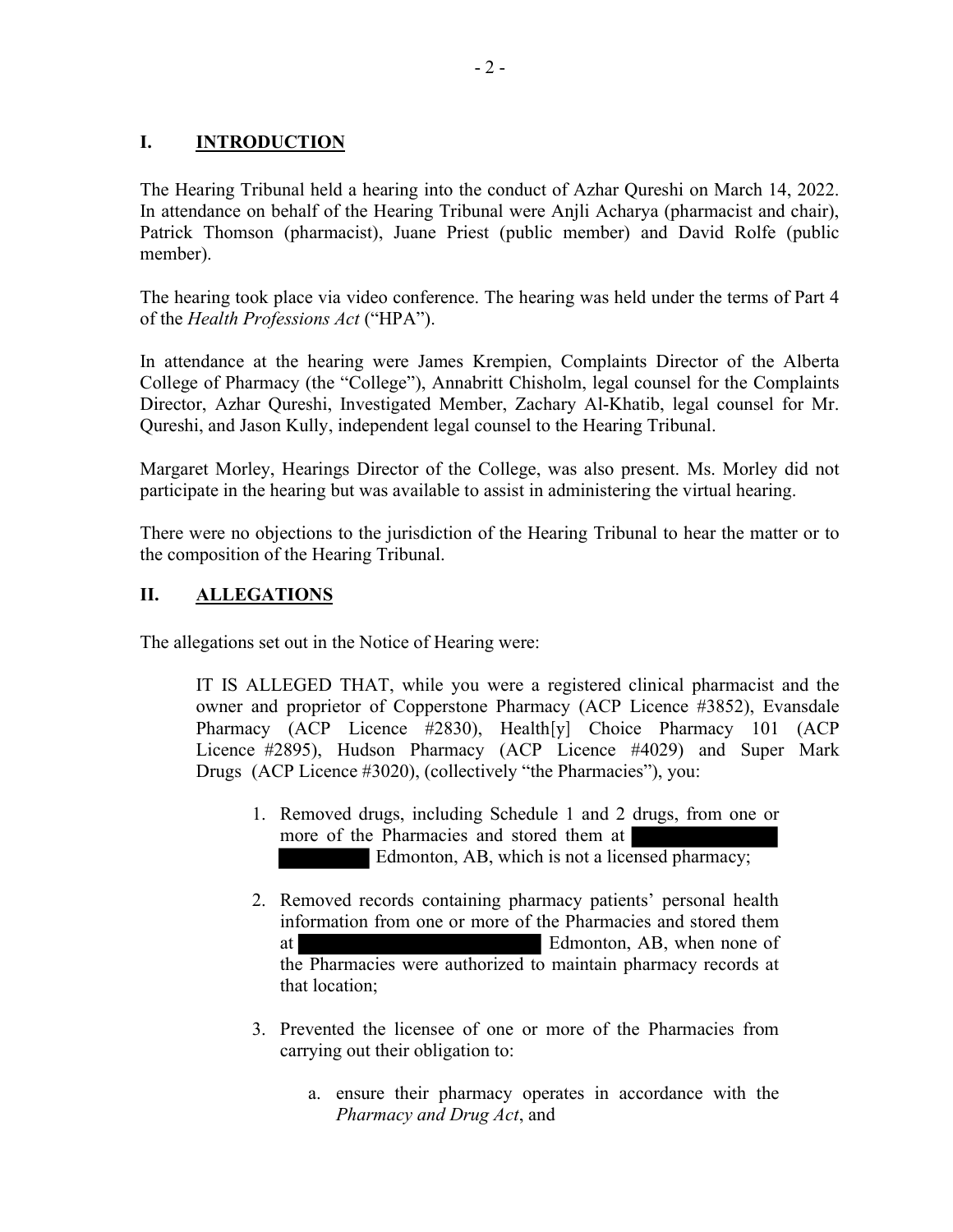## I. INTRODUCTION

The Hearing Tribunal held a hearing into the conduct of Azhar Qureshi on March 14, 2022. In attendance on behalf of the Hearing Tribunal were Anjli Acharya (pharmacist and chair), Patrick Thomson (pharmacist), Juane Priest (public member) and David Rolfe (public member).

The hearing took place via video conference. The hearing was held under the terms of Part 4 of the *Health Professions Act* ("HPA").

In attendance at the hearing were James Krempien, Complaints Director of the Alberta College of Pharmacy (the "College"), Annabritt Chisholm, legal counsel for the Complaints Director, Azhar Qureshi, Investigated Member, Zachary Al-Khatib, legal counsel for Mr. Qureshi, and Jason Kully, independent legal counsel to the Hearing Tribunal.

Margaret Morley, Hearings Director of the College, was also present. Ms. Morley did not participate in the hearing but was available to assist in administering the virtual hearing.

There were no objections to the jurisdiction of the Hearing Tribunal to hear the matter or to the composition of the Hearing Tribunal.

## II. ALLEGATIONS

The allegations set out in the Notice of Hearing were:

> IT IS ALLEGED THAT, while you were a registered clinical pharmacist and the owner and proprietor of Copperstone Pharmacy (ACP Licence #3852), Evansdale Pharmacy (ACP Licence #2830), Health[y] Choice Pharmacy 101 (ACP Licence #2895), Hudson Pharmacy (ACP Licence #4029) and Super Mark Drugs (ACP Licence #3020), (collectively "the Pharmacies"), you:
>
> 1. Removed drugs, including Schedule 1 and 2 drugs, from one or more of the Pharmacies and stored them at [REDACTED] Edmonton, AB, which is not a licensed pharmacy;
>
> 2. Removed records containing pharmacy patients' personal health information from one or more of the Pharmacies and stored them at [REDACTED] Edmonton, AB, when none of the Pharmacies were authorized to maintain pharmacy records at that location;
>
> 3. Prevented the licensee of one or more of the Pharmacies from carrying out their obligation to:
>
>    a. ensure their pharmacy operates in accordance with the *Pharmacy and Drug Act*, and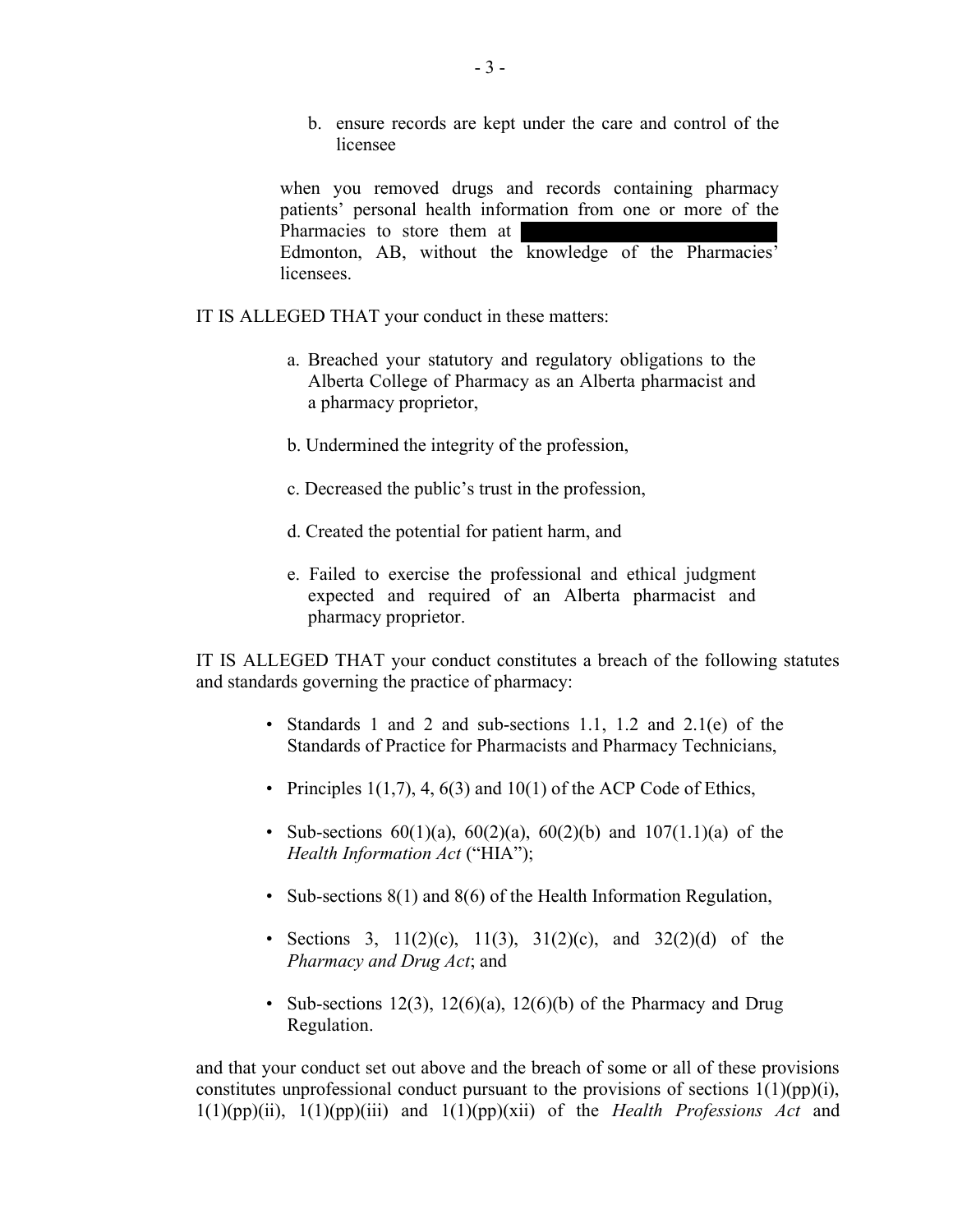b. ensure records are kept under the care and control of the licensee

when you removed drugs and records containing pharmacy patients' personal health information from one or more of the Pharmacies to store them at ████████████ Edmonton, AB, without the knowledge of the Pharmacies' licensees.

IT IS ALLEGED THAT your conduct in these matters:

a. Breached your statutory and regulatory obligations to the Alberta College of Pharmacy as an Alberta pharmacist and a pharmacy proprietor,

b. Undermined the integrity of the profession,

c. Decreased the public's trust in the profession,

d. Created the potential for patient harm, and

e. Failed to exercise the professional and ethical judgment expected and required of an Alberta pharmacist and pharmacy proprietor.

IT IS ALLEGED THAT your conduct constitutes a breach of the following statutes and standards governing the practice of pharmacy:

- Standards 1 and 2 and sub-sections 1.1, 1.2 and 2.1(e) of the Standards of Practice for Pharmacists and Pharmacy Technicians,
- Principles 1(1,7), 4, 6(3) and 10(1) of the ACP Code of Ethics,
- Sub-sections 60(1)(a), 60(2)(a), 60(2)(b) and 107(1.1)(a) of the *Health Information Act* ("HIA");
- Sub-sections 8(1) and 8(6) of the Health Information Regulation,
- Sections 3, 11(2)(c), 11(3), 31(2)(c), and 32(2)(d) of the *Pharmacy and Drug Act*; and
- Sub-sections 12(3), 12(6)(a), 12(6)(b) of the Pharmacy and Drug Regulation.

and that your conduct set out above and the breach of some or all of these provisions constitutes unprofessional conduct pursuant to the provisions of sections 1(1)(pp)(i), 1(1)(pp)(ii), 1(1)(pp)(iii) and 1(1)(pp)(xii) of the *Health Professions Act* and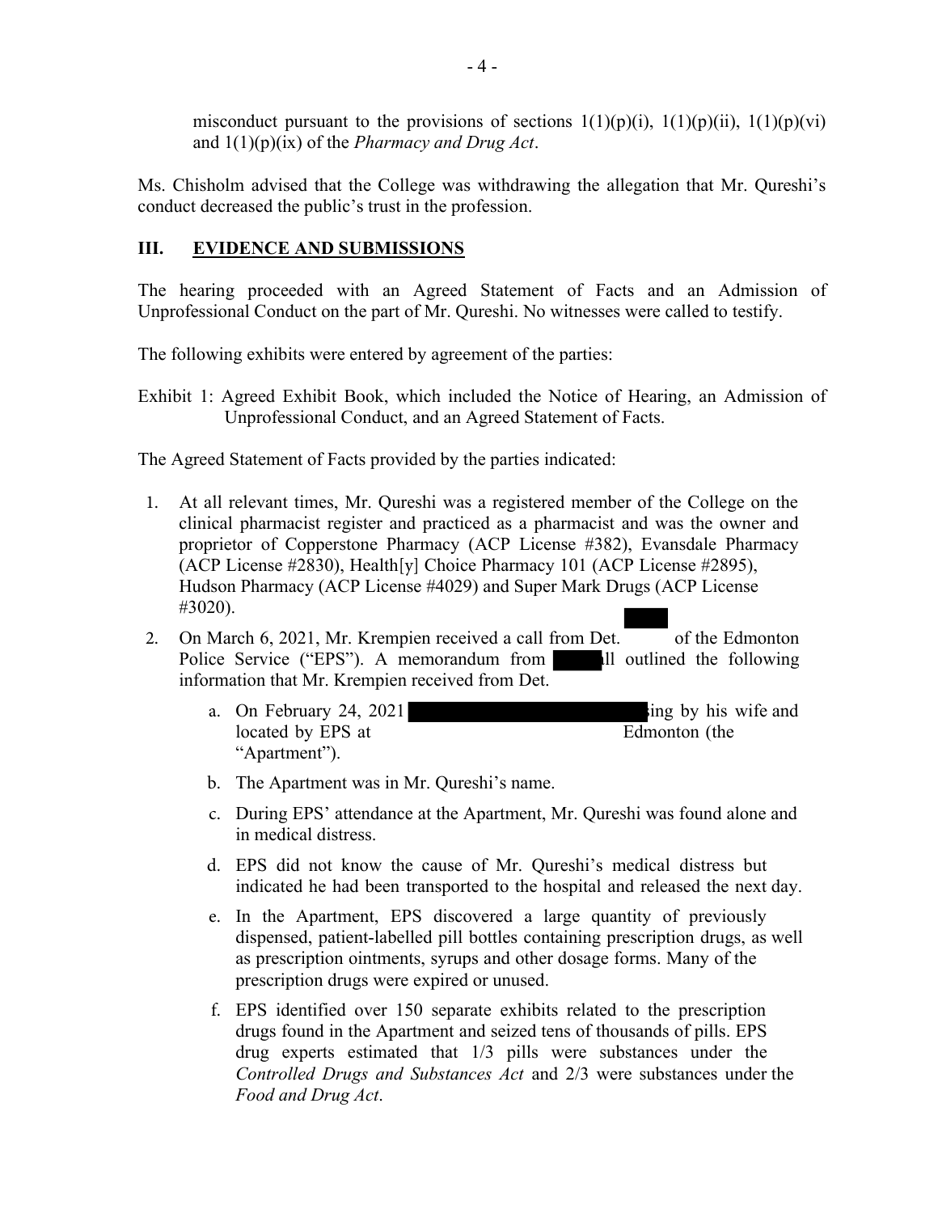misconduct pursuant to the provisions of sections 1(1)(p)(i), 1(1)(p)(ii), 1(1)(p)(vi) and 1(1)(p)(ix) of the *Pharmacy and Drug Act*.

Ms. Chisholm advised that the College was withdrawing the allegation that Mr. Qureshi's conduct decreased the public's trust in the profession.

## III. EVIDENCE AND SUBMISSIONS

The hearing proceeded with an Agreed Statement of Facts and an Admission of Unprofessional Conduct on the part of Mr. Qureshi. No witnesses were called to testify.

The following exhibits were entered by agreement of the parties:

Exhibit 1: Agreed Exhibit Book, which included the Notice of Hearing, an Admission of Unprofessional Conduct, and an Agreed Statement of Facts.

The Agreed Statement of Facts provided by the parties indicated:

1. At all relevant times, Mr. Qureshi was a registered member of the College on the clinical pharmacist register and practiced as a pharmacist and was the owner and proprietor of Copperstone Pharmacy (ACP License #382), Evansdale Pharmacy (ACP License #2830), Health[y] Choice Pharmacy 101 (ACP License #2895), Hudson Pharmacy (ACP License #4029) and Super Mark Drugs (ACP License #3020).
2. On March 6, 2021, Mr. Krempien received a call from Det. of the Edmonton Police Service ("EPS"). A memorandum from ll outlined the following information that Mr. Krempien received from Det.
   a. On February 24, 2021 ing by his wife and located by EPS at Edmonton (the "Apartment").
   b. The Apartment was in Mr. Qureshi's name.
   c. During EPS' attendance at the Apartment, Mr. Qureshi was found alone and in medical distress.
   d. EPS did not know the cause of Mr. Qureshi's medical distress but indicated he had been transported to the hospital and released the next day.
   e. In the Apartment, EPS discovered a large quantity of previously dispensed, patient-labelled pill bottles containing prescription drugs, as well as prescription ointments, syrups and other dosage forms. Many of the prescription drugs were expired or unused.
   f. EPS identified over 150 separate exhibits related to the prescription drugs found in the Apartment and seized tens of thousands of pills. EPS drug experts estimated that 1/3 pills were substances under the *Controlled Drugs and Substances Act* and 2/3 were substances under the *Food and Drug Act*.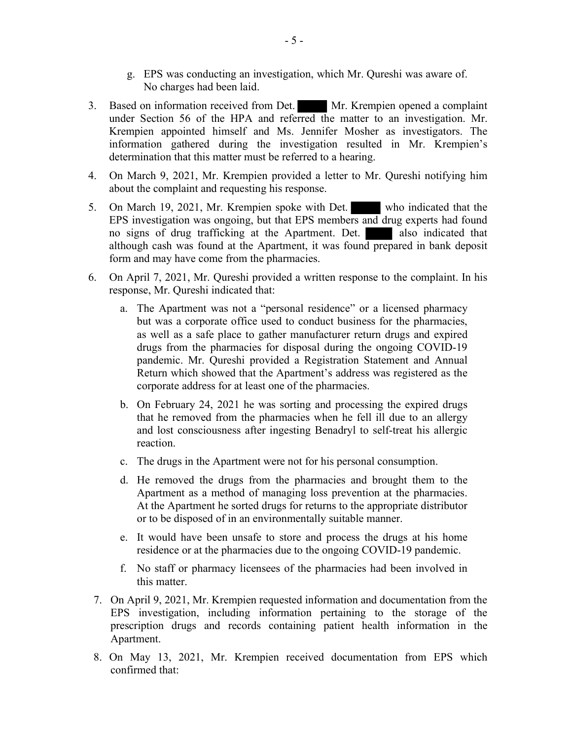g. EPS was conducting an investigation, which Mr. Qureshi was aware of. No charges had been laid.

3. Based on information received from Det. ████ Mr. Krempien opened a complaint under Section 56 of the HPA and referred the matter to an investigation. Mr. Krempien appointed himself and Ms. Jennifer Mosher as investigators. The information gathered during the investigation resulted in Mr. Krempien's determination that this matter must be referred to a hearing.

4. On March 9, 2021, Mr. Krempien provided a letter to Mr. Qureshi notifying him about the complaint and requesting his response.

5. On March 19, 2021, Mr. Krempien spoke with Det. ████ who indicated that the EPS investigation was ongoing, but that EPS members and drug experts had found no signs of drug trafficking at the Apartment. Det. ████ also indicated that although cash was found at the Apartment, it was found prepared in bank deposit form and may have come from the pharmacies.

6. On April 7, 2021, Mr. Qureshi provided a written response to the complaint. In his response, Mr. Qureshi indicated that:

   a. The Apartment was not a "personal residence" or a licensed pharmacy but was a corporate office used to conduct business for the pharmacies, as well as a safe place to gather manufacturer return drugs and expired drugs from the pharmacies for disposal during the ongoing COVID-19 pandemic. Mr. Qureshi provided a Registration Statement and Annual Return which showed that the Apartment's address was registered as the corporate address for at least one of the pharmacies.

   b. On February 24, 2021 he was sorting and processing the expired drugs that he removed from the pharmacies when he fell ill due to an allergy and lost consciousness after ingesting Benadryl to self-treat his allergic reaction.

   c. The drugs in the Apartment were not for his personal consumption.

   d. He removed the drugs from the pharmacies and brought them to the Apartment as a method of managing loss prevention at the pharmacies. At the Apartment he sorted drugs for returns to the appropriate distributor or to be disposed of in an environmentally suitable manner.

   e. It would have been unsafe to store and process the drugs at his home residence or at the pharmacies due to the ongoing COVID-19 pandemic.

   f. No staff or pharmacy licensees of the pharmacies had been involved in this matter.

7. On April 9, 2021, Mr. Krempien requested information and documentation from the EPS investigation, including information pertaining to the storage of the prescription drugs and records containing patient health information in the Apartment.

8. On May 13, 2021, Mr. Krempien received documentation from EPS which confirmed that: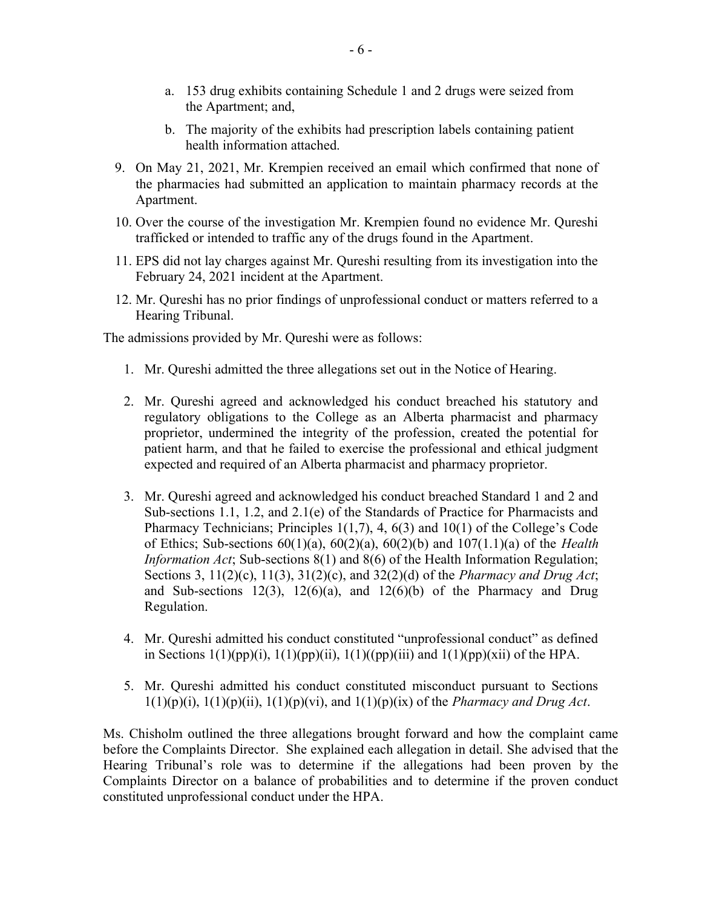a. 153 drug exhibits containing Schedule 1 and 2 drugs were seized from the Apartment; and,

b. The majority of the exhibits had prescription labels containing patient health information attached.

9. On May 21, 2021, Mr. Krempien received an email which confirmed that none of the pharmacies had submitted an application to maintain pharmacy records at the Apartment.
10. Over the course of the investigation Mr. Krempien found no evidence Mr. Qureshi trafficked or intended to traffic any of the drugs found in the Apartment.
11. EPS did not lay charges against Mr. Qureshi resulting from its investigation into the February 24, 2021 incident at the Apartment.
12. Mr. Qureshi has no prior findings of unprofessional conduct or matters referred to a Hearing Tribunal.

The admissions provided by Mr. Qureshi were as follows:

1. Mr. Qureshi admitted the three allegations set out in the Notice of Hearing.
2. Mr. Qureshi agreed and acknowledged his conduct breached his statutory and regulatory obligations to the College as an Alberta pharmacist and pharmacy proprietor, undermined the integrity of the profession, created the potential for patient harm, and that he failed to exercise the professional and ethical judgment expected and required of an Alberta pharmacist and pharmacy proprietor.
3. Mr. Qureshi agreed and acknowledged his conduct breached Standard 1 and 2 and Sub-sections 1.1, 1.2, and 2.1(e) of the Standards of Practice for Pharmacists and Pharmacy Technicians; Principles 1(1,7), 4, 6(3) and 10(1) of the College's Code of Ethics; Sub-sections 60(1)(a), 60(2)(a), 60(2)(b) and 107(1.1)(a) of the *Health Information Act*; Sub-sections 8(1) and 8(6) of the Health Information Regulation; Sections 3, 11(2)(c), 11(3), 31(2)(c), and 32(2)(d) of the *Pharmacy and Drug Act*; and Sub-sections 12(3), 12(6)(a), and 12(6)(b) of the Pharmacy and Drug Regulation.
4. Mr. Qureshi admitted his conduct constituted "unprofessional conduct" as defined in Sections 1(1)(pp)(i), 1(1)(pp)(ii), 1(1)((pp)(iii) and 1(1)(pp)(xii) of the HPA.
5. Mr. Qureshi admitted his conduct constituted misconduct pursuant to Sections 1(1)(p)(i), 1(1)(p)(ii), 1(1)(p)(vi), and 1(1)(p)(ix) of the *Pharmacy and Drug Act*.

Ms. Chisholm outlined the three allegations brought forward and how the complaint came before the Complaints Director. She explained each allegation in detail. She advised that the Hearing Tribunal's role was to determine if the allegations had been proven by the Complaints Director on a balance of probabilities and to determine if the proven conduct constituted unprofessional conduct under the HPA.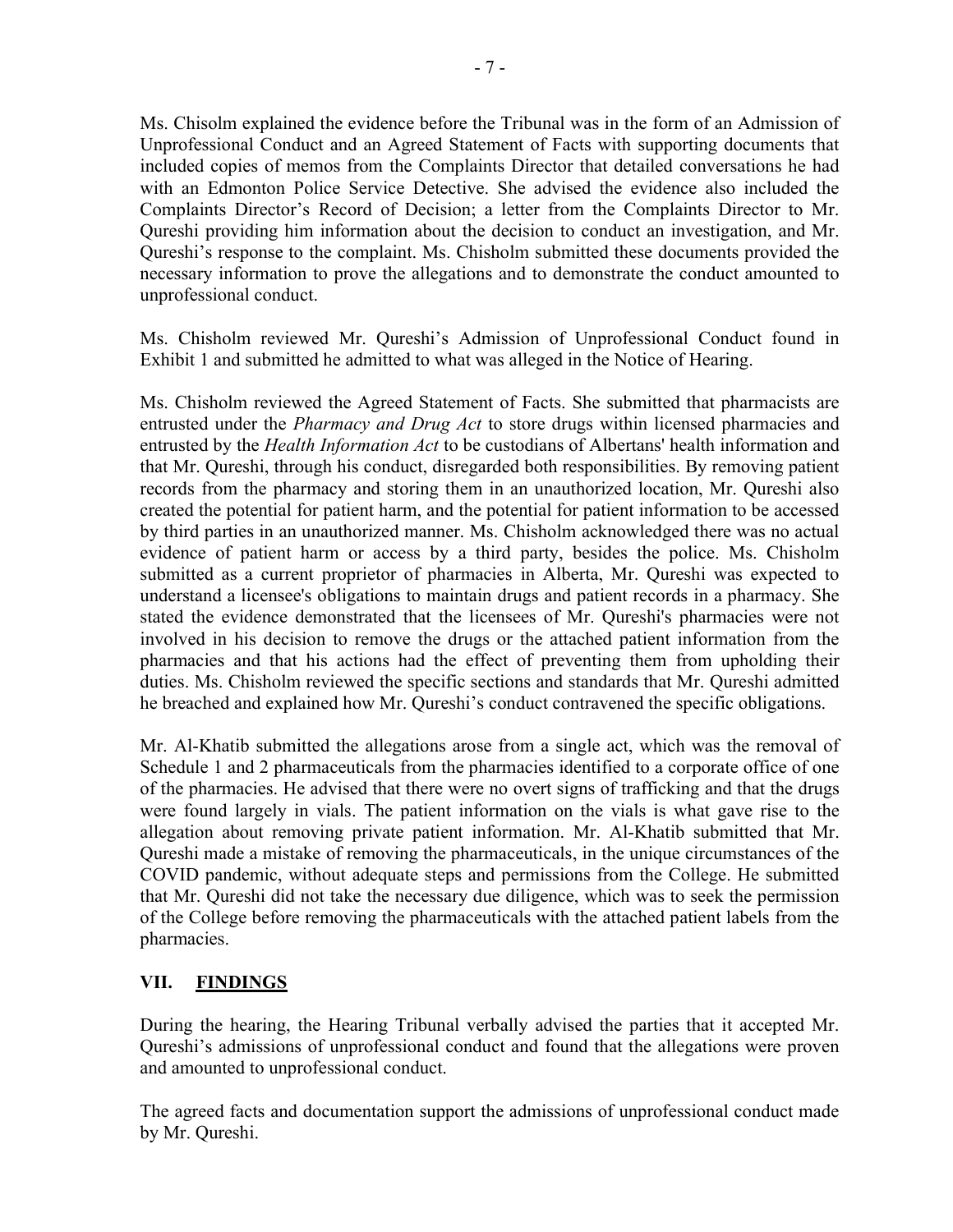Ms. Chisolm explained the evidence before the Tribunal was in the form of an Admission of Unprofessional Conduct and an Agreed Statement of Facts with supporting documents that included copies of memos from the Complaints Director that detailed conversations he had with an Edmonton Police Service Detective. She advised the evidence also included the Complaints Director's Record of Decision; a letter from the Complaints Director to Mr. Qureshi providing him information about the decision to conduct an investigation, and Mr. Qureshi's response to the complaint. Ms. Chisholm submitted these documents provided the necessary information to prove the allegations and to demonstrate the conduct amounted to unprofessional conduct.

Ms. Chisholm reviewed Mr. Qureshi's Admission of Unprofessional Conduct found in Exhibit 1 and submitted he admitted to what was alleged in the Notice of Hearing.

Ms. Chisholm reviewed the Agreed Statement of Facts. She submitted that pharmacists are entrusted under the *Pharmacy and Drug Act* to store drugs within licensed pharmacies and entrusted by the *Health Information Act* to be custodians of Albertans' health information and that Mr. Qureshi, through his conduct, disregarded both responsibilities. By removing patient records from the pharmacy and storing them in an unauthorized location, Mr. Qureshi also created the potential for patient harm, and the potential for patient information to be accessed by third parties in an unauthorized manner. Ms. Chisholm acknowledged there was no actual evidence of patient harm or access by a third party, besides the police. Ms. Chisholm submitted as a current proprietor of pharmacies in Alberta, Mr. Qureshi was expected to understand a licensee's obligations to maintain drugs and patient records in a pharmacy. She stated the evidence demonstrated that the licensees of Mr. Qureshi's pharmacies were not involved in his decision to remove the drugs or the attached patient information from the pharmacies and that his actions had the effect of preventing them from upholding their duties. Ms. Chisholm reviewed the specific sections and standards that Mr. Qureshi admitted he breached and explained how Mr. Qureshi's conduct contravened the specific obligations.

Mr. Al-Khatib submitted the allegations arose from a single act, which was the removal of Schedule 1 and 2 pharmaceuticals from the pharmacies identified to a corporate office of one of the pharmacies. He advised that there were no overt signs of trafficking and that the drugs were found largely in vials. The patient information on the vials is what gave rise to the allegation about removing private patient information. Mr. Al-Khatib submitted that Mr. Qureshi made a mistake of removing the pharmaceuticals, in the unique circumstances of the COVID pandemic, without adequate steps and permissions from the College. He submitted that Mr. Qureshi did not take the necessary due diligence, which was to seek the permission of the College before removing the pharmaceuticals with the attached patient labels from the pharmacies.

## VII. FINDINGS

During the hearing, the Hearing Tribunal verbally advised the parties that it accepted Mr. Qureshi's admissions of unprofessional conduct and found that the allegations were proven and amounted to unprofessional conduct.

The agreed facts and documentation support the admissions of unprofessional conduct made by Mr. Qureshi.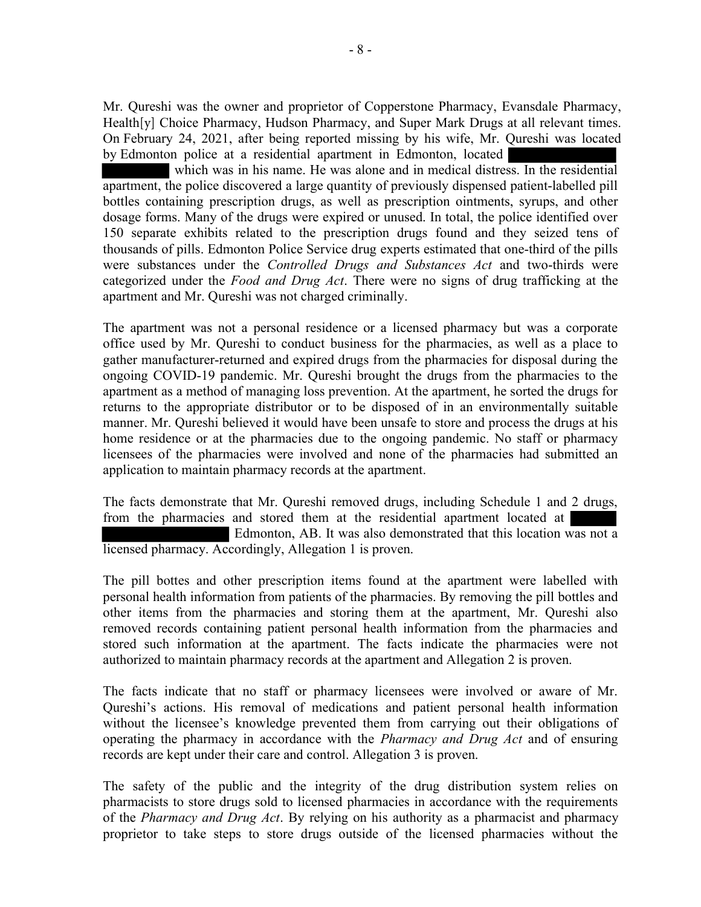Mr. Qureshi was the owner and proprietor of Copperstone Pharmacy, Evansdale Pharmacy, Health[y] Choice Pharmacy, Hudson Pharmacy, and Super Mark Drugs at all relevant times. On February 24, 2021, after being reported missing by his wife, Mr. Qureshi was located by Edmonton police at a residential apartment in Edmonton, located ██████████ ██████████ which was in his name. He was alone and in medical distress. In the residential apartment, the police discovered a large quantity of previously dispensed patient-labelled pill bottles containing prescription drugs, as well as prescription ointments, syrups, and other dosage forms. Many of the drugs were expired or unused. In total, the police identified over 150 separate exhibits related to the prescription drugs found and they seized tens of thousands of pills. Edmonton Police Service drug experts estimated that one-third of the pills were substances under the *Controlled Drugs and Substances Act* and two-thirds were categorized under the *Food and Drug Act*. There were no signs of drug trafficking at the apartment and Mr. Qureshi was not charged criminally.

The apartment was not a personal residence or a licensed pharmacy but was a corporate office used by Mr. Qureshi to conduct business for the pharmacies, as well as a place to gather manufacturer-returned and expired drugs from the pharmacies for disposal during the ongoing COVID-19 pandemic. Mr. Qureshi brought the drugs from the pharmacies to the apartment as a method of managing loss prevention. At the apartment, he sorted the drugs for returns to the appropriate distributor or to be disposed of in an environmentally suitable manner. Mr. Qureshi believed it would have been unsafe to store and process the drugs at his home residence or at the pharmacies due to the ongoing pandemic. No staff or pharmacy licensees of the pharmacies were involved and none of the pharmacies had submitted an application to maintain pharmacy records at the apartment.

The facts demonstrate that Mr. Qureshi removed drugs, including Schedule 1 and 2 drugs, from the pharmacies and stored them at the residential apartment located at ██████ ██████████████ Edmonton, AB. It was also demonstrated that this location was not a licensed pharmacy. Accordingly, Allegation 1 is proven.

The pill bottes and other prescription items found at the apartment were labelled with personal health information from patients of the pharmacies. By removing the pill bottles and other items from the pharmacies and storing them at the apartment, Mr. Qureshi also removed records containing patient personal health information from the pharmacies and stored such information at the apartment. The facts indicate the pharmacies were not authorized to maintain pharmacy records at the apartment and Allegation 2 is proven.

The facts indicate that no staff or pharmacy licensees were involved or aware of Mr. Qureshi's actions. His removal of medications and patient personal health information without the licensee's knowledge prevented them from carrying out their obligations of operating the pharmacy in accordance with the *Pharmacy and Drug Act* and of ensuring records are kept under their care and control. Allegation 3 is proven.

The safety of the public and the integrity of the drug distribution system relies on pharmacists to store drugs sold to licensed pharmacies in accordance with the requirements of the *Pharmacy and Drug Act*. By relying on his authority as a pharmacist and pharmacy proprietor to take steps to store drugs outside of the licensed pharmacies without the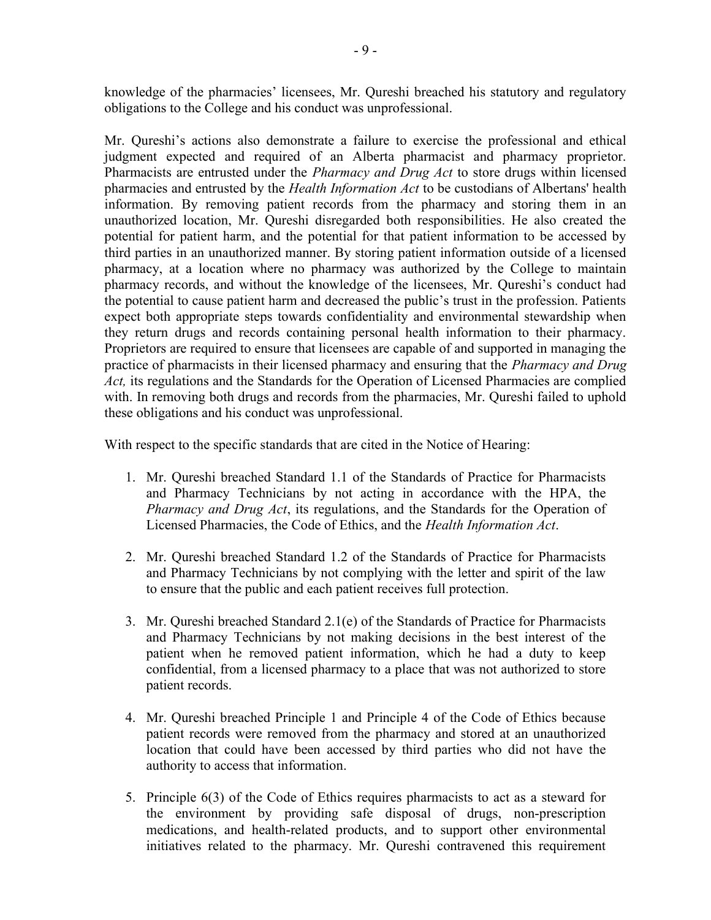knowledge of the pharmacies' licensees, Mr. Qureshi breached his statutory and regulatory obligations to the College and his conduct was unprofessional.

Mr. Qureshi's actions also demonstrate a failure to exercise the professional and ethical judgment expected and required of an Alberta pharmacist and pharmacy proprietor. Pharmacists are entrusted under the *Pharmacy and Drug Act* to store drugs within licensed pharmacies and entrusted by the *Health Information Act* to be custodians of Albertans' health information. By removing patient records from the pharmacy and storing them in an unauthorized location, Mr. Qureshi disregarded both responsibilities. He also created the potential for patient harm, and the potential for that patient information to be accessed by third parties in an unauthorized manner. By storing patient information outside of a licensed pharmacy, at a location where no pharmacy was authorized by the College to maintain pharmacy records, and without the knowledge of the licensees, Mr. Qureshi's conduct had the potential to cause patient harm and decreased the public's trust in the profession. Patients expect both appropriate steps towards confidentiality and environmental stewardship when they return drugs and records containing personal health information to their pharmacy. Proprietors are required to ensure that licensees are capable of and supported in managing the practice of pharmacists in their licensed pharmacy and ensuring that the *Pharmacy and Drug Act,* its regulations and the Standards for the Operation of Licensed Pharmacies are complied with. In removing both drugs and records from the pharmacies, Mr. Qureshi failed to uphold these obligations and his conduct was unprofessional.

With respect to the specific standards that are cited in the Notice of Hearing:

1. Mr. Qureshi breached Standard 1.1 of the Standards of Practice for Pharmacists and Pharmacy Technicians by not acting in accordance with the HPA, the *Pharmacy and Drug Act*, its regulations, and the Standards for the Operation of Licensed Pharmacies, the Code of Ethics, and the *Health Information Act*.

2. Mr. Qureshi breached Standard 1.2 of the Standards of Practice for Pharmacists and Pharmacy Technicians by not complying with the letter and spirit of the law to ensure that the public and each patient receives full protection.

3. Mr. Qureshi breached Standard 2.1(e) of the Standards of Practice for Pharmacists and Pharmacy Technicians by not making decisions in the best interest of the patient when he removed patient information, which he had a duty to keep confidential, from a licensed pharmacy to a place that was not authorized to store patient records.

4. Mr. Qureshi breached Principle 1 and Principle 4 of the Code of Ethics because patient records were removed from the pharmacy and stored at an unauthorized location that could have been accessed by third parties who did not have the authority to access that information.

5. Principle 6(3) of the Code of Ethics requires pharmacists to act as a steward for the environment by providing safe disposal of drugs, non-prescription medications, and health-related products, and to support other environmental initiatives related to the pharmacy. Mr. Qureshi contravened this requirement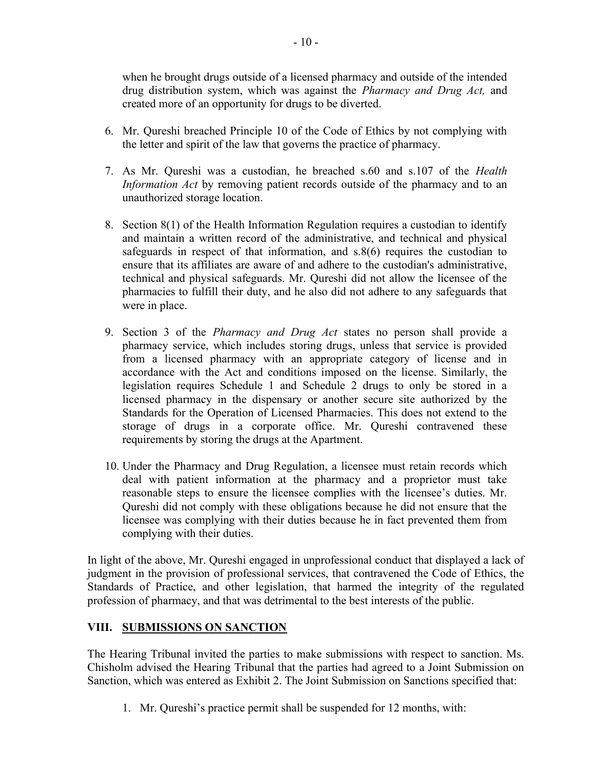when he brought drugs outside of a licensed pharmacy and outside of the intended drug distribution system, which was against the *Pharmacy and Drug Act,* and created more of an opportunity for drugs to be diverted.

6. Mr. Qureshi breached Principle 10 of the Code of Ethics by not complying with the letter and spirit of the law that governs the practice of pharmacy.

7. As Mr. Qureshi was a custodian, he breached s.60 and s.107 of the *Health Information Act* by removing patient records outside of the pharmacy and to an unauthorized storage location.

8. Section 8(1) of the Health Information Regulation requires a custodian to identify and maintain a written record of the administrative, and technical and physical safeguards in respect of that information, and s.8(6) requires the custodian to ensure that its affiliates are aware of and adhere to the custodian's administrative, technical and physical safeguards. Mr. Qureshi did not allow the licensee of the pharmacies to fulfill their duty, and he also did not adhere to any safeguards that were in place.

9. Section 3 of the *Pharmacy and Drug Act* states no person shall provide a pharmacy service, which includes storing drugs, unless that service is provided from a licensed pharmacy with an appropriate category of license and in accordance with the Act and conditions imposed on the license. Similarly, the legislation requires Schedule 1 and Schedule 2 drugs to only be stored in a licensed pharmacy in the dispensary or another secure site authorized by the Standards for the Operation of Licensed Pharmacies. This does not extend to the storage of drugs in a corporate office. Mr. Qureshi contravened these requirements by storing the drugs at the Apartment.

10. Under the Pharmacy and Drug Regulation, a licensee must retain records which deal with patient information at the pharmacy and a proprietor must take reasonable steps to ensure the licensee complies with the licensee's duties. Mr. Qureshi did not comply with these obligations because he did not ensure that the licensee was complying with their duties because he in fact prevented them from complying with their duties.

In light of the above, Mr. Qureshi engaged in unprofessional conduct that displayed a lack of judgment in the provision of professional services, that contravened the Code of Ethics, the Standards of Practice, and other legislation, that harmed the integrity of the regulated profession of pharmacy, and that was detrimental to the best interests of the public.

## VIII. SUBMISSIONS ON SANCTION

The Hearing Tribunal invited the parties to make submissions with respect to sanction. Ms. Chisholm advised the Hearing Tribunal that the parties had agreed to a Joint Submission on Sanction, which was entered as Exhibit 2. The Joint Submission on Sanctions specified that:

1. Mr. Qureshi's practice permit shall be suspended for 12 months, with: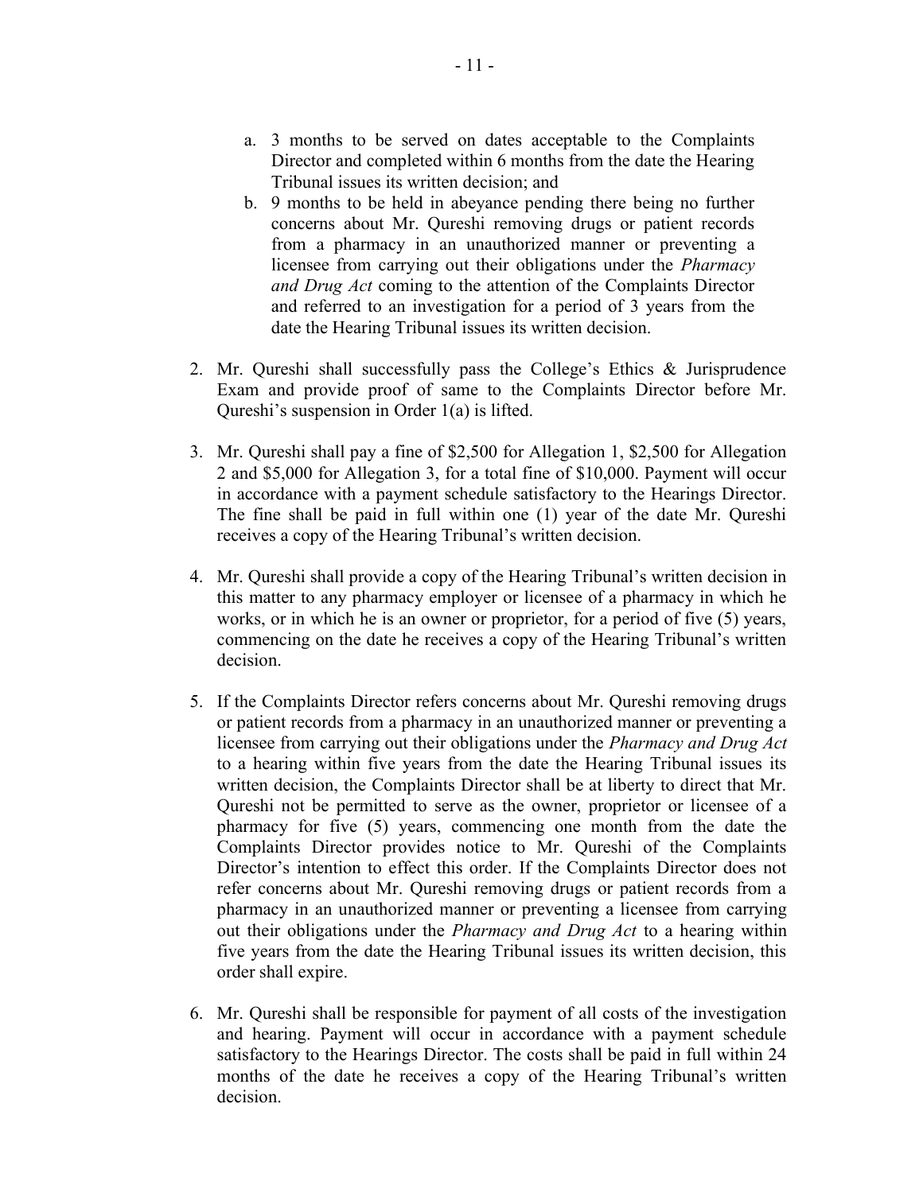a. 3 months to be served on dates acceptable to the Complaints Director and completed within 6 months from the date the Hearing Tribunal issues its written decision; and
   b. 9 months to be held in abeyance pending there being no further concerns about Mr. Qureshi removing drugs or patient records from a pharmacy in an unauthorized manner or preventing a licensee from carrying out their obligations under the *Pharmacy and Drug Act* coming to the attention of the Complaints Director and referred to an investigation for a period of 3 years from the date the Hearing Tribunal issues its written decision.

2. Mr. Qureshi shall successfully pass the College's Ethics & Jurisprudence Exam and provide proof of same to the Complaints Director before Mr. Qureshi's suspension in Order 1(a) is lifted.

3. Mr. Qureshi shall pay a fine of $2,500 for Allegation 1, $2,500 for Allegation 2 and $5,000 for Allegation 3, for a total fine of $10,000. Payment will occur in accordance with a payment schedule satisfactory to the Hearings Director. The fine shall be paid in full within one (1) year of the date Mr. Qureshi receives a copy of the Hearing Tribunal's written decision.

4. Mr. Qureshi shall provide a copy of the Hearing Tribunal's written decision in this matter to any pharmacy employer or licensee of a pharmacy in which he works, or in which he is an owner or proprietor, for a period of five (5) years, commencing on the date he receives a copy of the Hearing Tribunal's written decision.

5. If the Complaints Director refers concerns about Mr. Qureshi removing drugs or patient records from a pharmacy in an unauthorized manner or preventing a licensee from carrying out their obligations under the *Pharmacy and Drug Act* to a hearing within five years from the date the Hearing Tribunal issues its written decision, the Complaints Director shall be at liberty to direct that Mr. Qureshi not be permitted to serve as the owner, proprietor or licensee of a pharmacy for five (5) years, commencing one month from the date the Complaints Director provides notice to Mr. Qureshi of the Complaints Director's intention to effect this order. If the Complaints Director does not refer concerns about Mr. Qureshi removing drugs or patient records from a pharmacy in an unauthorized manner or preventing a licensee from carrying out their obligations under the *Pharmacy and Drug Act* to a hearing within five years from the date the Hearing Tribunal issues its written decision, this order shall expire.

6. Mr. Qureshi shall be responsible for payment of all costs of the investigation and hearing. Payment will occur in accordance with a payment schedule satisfactory to the Hearings Director. The costs shall be paid in full within 24 months of the date he receives a copy of the Hearing Tribunal's written decision.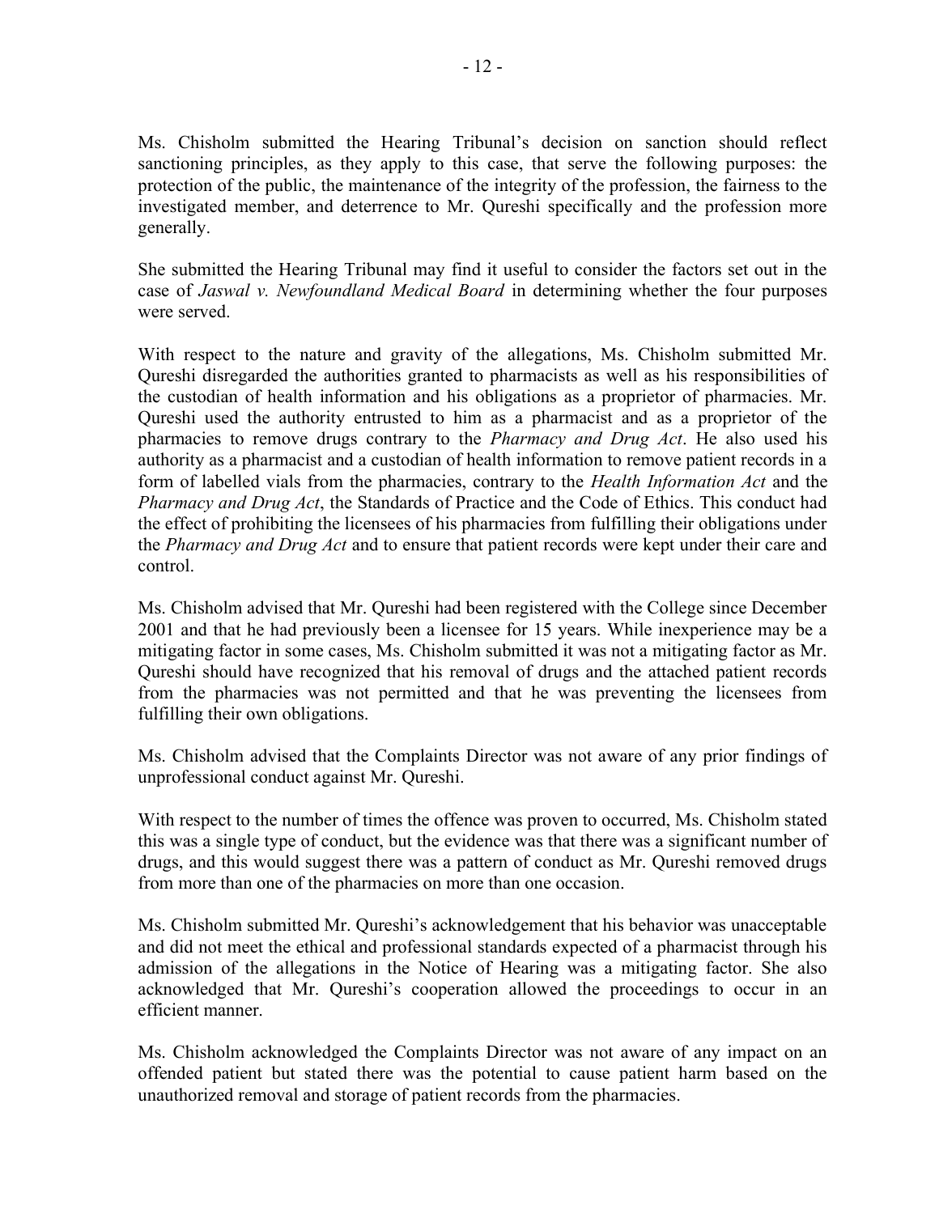Ms. Chisholm submitted the Hearing Tribunal's decision on sanction should reflect sanctioning principles, as they apply to this case, that serve the following purposes: the protection of the public, the maintenance of the integrity of the profession, the fairness to the investigated member, and deterrence to Mr. Qureshi specifically and the profession more generally.

She submitted the Hearing Tribunal may find it useful to consider the factors set out in the case of *Jaswal v. Newfoundland Medical Board* in determining whether the four purposes were served.

With respect to the nature and gravity of the allegations, Ms. Chisholm submitted Mr. Qureshi disregarded the authorities granted to pharmacists as well as his responsibilities of the custodian of health information and his obligations as a proprietor of pharmacies. Mr. Qureshi used the authority entrusted to him as a pharmacist and as a proprietor of the pharmacies to remove drugs contrary to the *Pharmacy and Drug Act*. He also used his authority as a pharmacist and a custodian of health information to remove patient records in a form of labelled vials from the pharmacies, contrary to the *Health Information Act* and the *Pharmacy and Drug Act*, the Standards of Practice and the Code of Ethics. This conduct had the effect of prohibiting the licensees of his pharmacies from fulfilling their obligations under the *Pharmacy and Drug Act* and to ensure that patient records were kept under their care and control.

Ms. Chisholm advised that Mr. Qureshi had been registered with the College since December 2001 and that he had previously been a licensee for 15 years. While inexperience may be a mitigating factor in some cases, Ms. Chisholm submitted it was not a mitigating factor as Mr. Qureshi should have recognized that his removal of drugs and the attached patient records from the pharmacies was not permitted and that he was preventing the licensees from fulfilling their own obligations.

Ms. Chisholm advised that the Complaints Director was not aware of any prior findings of unprofessional conduct against Mr. Qureshi.

With respect to the number of times the offence was proven to occurred, Ms. Chisholm stated this was a single type of conduct, but the evidence was that there was a significant number of drugs, and this would suggest there was a pattern of conduct as Mr. Qureshi removed drugs from more than one of the pharmacies on more than one occasion.

Ms. Chisholm submitted Mr. Qureshi's acknowledgement that his behavior was unacceptable and did not meet the ethical and professional standards expected of a pharmacist through his admission of the allegations in the Notice of Hearing was a mitigating factor. She also acknowledged that Mr. Qureshi's cooperation allowed the proceedings to occur in an efficient manner.

Ms. Chisholm acknowledged the Complaints Director was not aware of any impact on an offended patient but stated there was the potential to cause patient harm based on the unauthorized removal and storage of patient records from the pharmacies.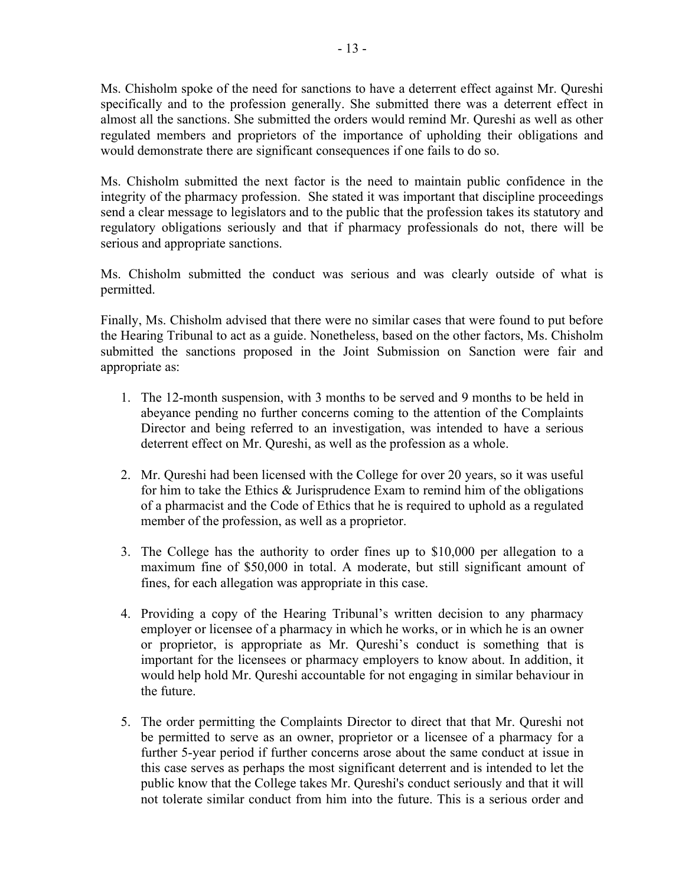Ms. Chisholm spoke of the need for sanctions to have a deterrent effect against Mr. Qureshi specifically and to the profession generally. She submitted there was a deterrent effect in almost all the sanctions. She submitted the orders would remind Mr. Qureshi as well as other regulated members and proprietors of the importance of upholding their obligations and would demonstrate there are significant consequences if one fails to do so.

Ms. Chisholm submitted the next factor is the need to maintain public confidence in the integrity of the pharmacy profession. She stated it was important that discipline proceedings send a clear message to legislators and to the public that the profession takes its statutory and regulatory obligations seriously and that if pharmacy professionals do not, there will be serious and appropriate sanctions.

Ms. Chisholm submitted the conduct was serious and was clearly outside of what is permitted.

Finally, Ms. Chisholm advised that there were no similar cases that were found to put before the Hearing Tribunal to act as a guide. Nonetheless, based on the other factors, Ms. Chisholm submitted the sanctions proposed in the Joint Submission on Sanction were fair and appropriate as:

1. The 12-month suspension, with 3 months to be served and 9 months to be held in abeyance pending no further concerns coming to the attention of the Complaints Director and being referred to an investigation, was intended to have a serious deterrent effect on Mr. Qureshi, as well as the profession as a whole.

2. Mr. Qureshi had been licensed with the College for over 20 years, so it was useful for him to take the Ethics & Jurisprudence Exam to remind him of the obligations of a pharmacist and the Code of Ethics that he is required to uphold as a regulated member of the profession, as well as a proprietor.

3. The College has the authority to order fines up to $10,000 per allegation to a maximum fine of $50,000 in total. A moderate, but still significant amount of fines, for each allegation was appropriate in this case.

4. Providing a copy of the Hearing Tribunal's written decision to any pharmacy employer or licensee of a pharmacy in which he works, or in which he is an owner or proprietor, is appropriate as Mr. Qureshi's conduct is something that is important for the licensees or pharmacy employers to know about. In addition, it would help hold Mr. Qureshi accountable for not engaging in similar behaviour in the future.

5. The order permitting the Complaints Director to direct that that Mr. Qureshi not be permitted to serve as an owner, proprietor or a licensee of a pharmacy for a further 5-year period if further concerns arose about the same conduct at issue in this case serves as perhaps the most significant deterrent and is intended to let the public know that the College takes Mr. Qureshi's conduct seriously and that it will not tolerate similar conduct from him into the future. This is a serious order and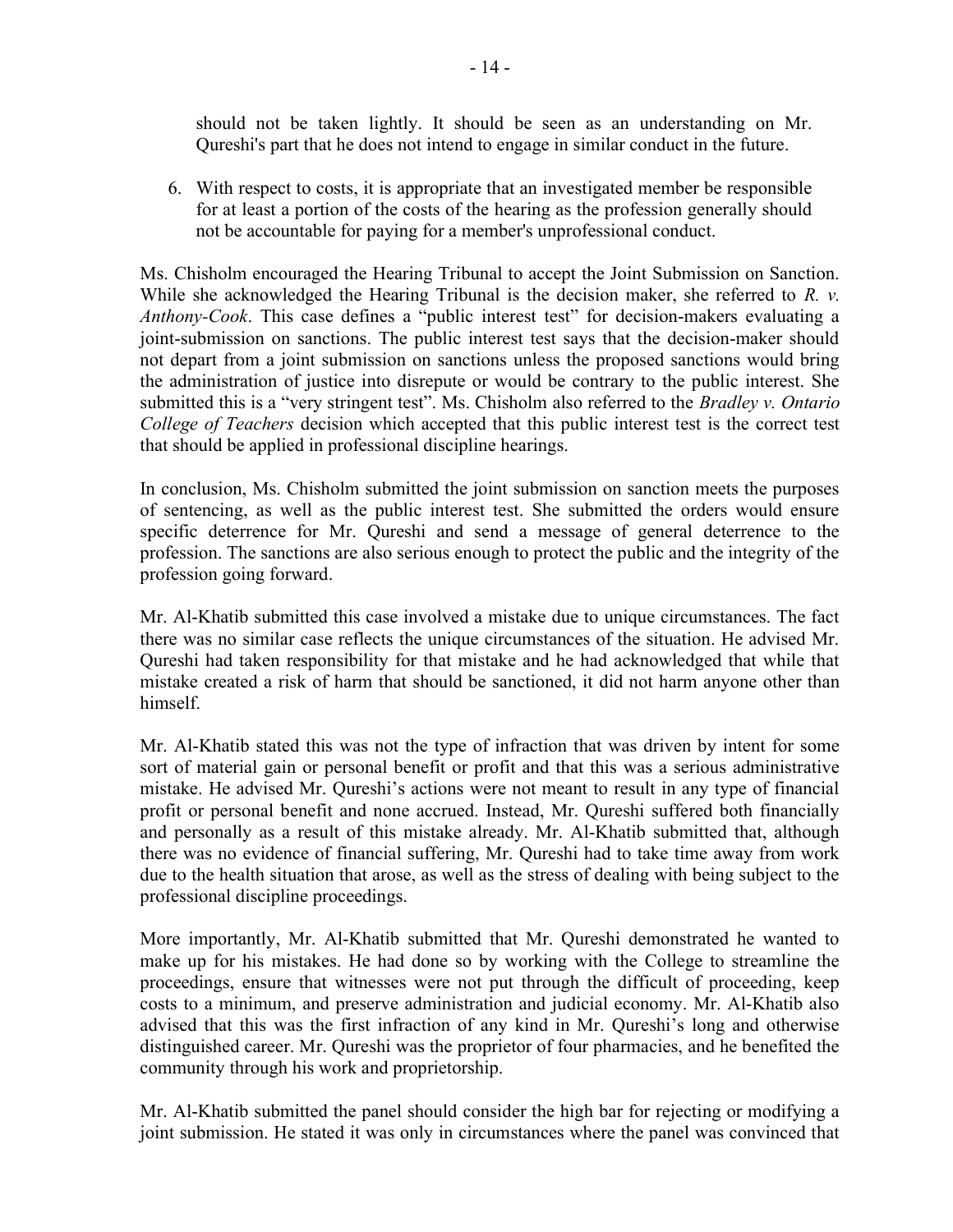should not be taken lightly. It should be seen as an understanding on Mr. Qureshi's part that he does not intend to engage in similar conduct in the future.

6. With respect to costs, it is appropriate that an investigated member be responsible for at least a portion of the costs of the hearing as the profession generally should not be accountable for paying for a member's unprofessional conduct.

Ms. Chisholm encouraged the Hearing Tribunal to accept the Joint Submission on Sanction. While she acknowledged the Hearing Tribunal is the decision maker, she referred to *R. v. Anthony-Cook*. This case defines a "public interest test" for decision-makers evaluating a joint-submission on sanctions. The public interest test says that the decision-maker should not depart from a joint submission on sanctions unless the proposed sanctions would bring the administration of justice into disrepute or would be contrary to the public interest. She submitted this is a "very stringent test". Ms. Chisholm also referred to the *Bradley v. Ontario College of Teachers* decision which accepted that this public interest test is the correct test that should be applied in professional discipline hearings.

In conclusion, Ms. Chisholm submitted the joint submission on sanction meets the purposes of sentencing, as well as the public interest test. She submitted the orders would ensure specific deterrence for Mr. Qureshi and send a message of general deterrence to the profession. The sanctions are also serious enough to protect the public and the integrity of the profession going forward.

Mr. Al-Khatib submitted this case involved a mistake due to unique circumstances. The fact there was no similar case reflects the unique circumstances of the situation. He advised Mr. Qureshi had taken responsibility for that mistake and he had acknowledged that while that mistake created a risk of harm that should be sanctioned, it did not harm anyone other than himself.

Mr. Al-Khatib stated this was not the type of infraction that was driven by intent for some sort of material gain or personal benefit or profit and that this was a serious administrative mistake. He advised Mr. Qureshi's actions were not meant to result in any type of financial profit or personal benefit and none accrued. Instead, Mr. Qureshi suffered both financially and personally as a result of this mistake already. Mr. Al-Khatib submitted that, although there was no evidence of financial suffering, Mr. Qureshi had to take time away from work due to the health situation that arose, as well as the stress of dealing with being subject to the professional discipline proceedings.

More importantly, Mr. Al-Khatib submitted that Mr. Qureshi demonstrated he wanted to make up for his mistakes. He had done so by working with the College to streamline the proceedings, ensure that witnesses were not put through the difficult of proceeding, keep costs to a minimum, and preserve administration and judicial economy. Mr. Al-Khatib also advised that this was the first infraction of any kind in Mr. Qureshi's long and otherwise distinguished career. Mr. Qureshi was the proprietor of four pharmacies, and he benefited the community through his work and proprietorship.

Mr. Al-Khatib submitted the panel should consider the high bar for rejecting or modifying a joint submission. He stated it was only in circumstances where the panel was convinced that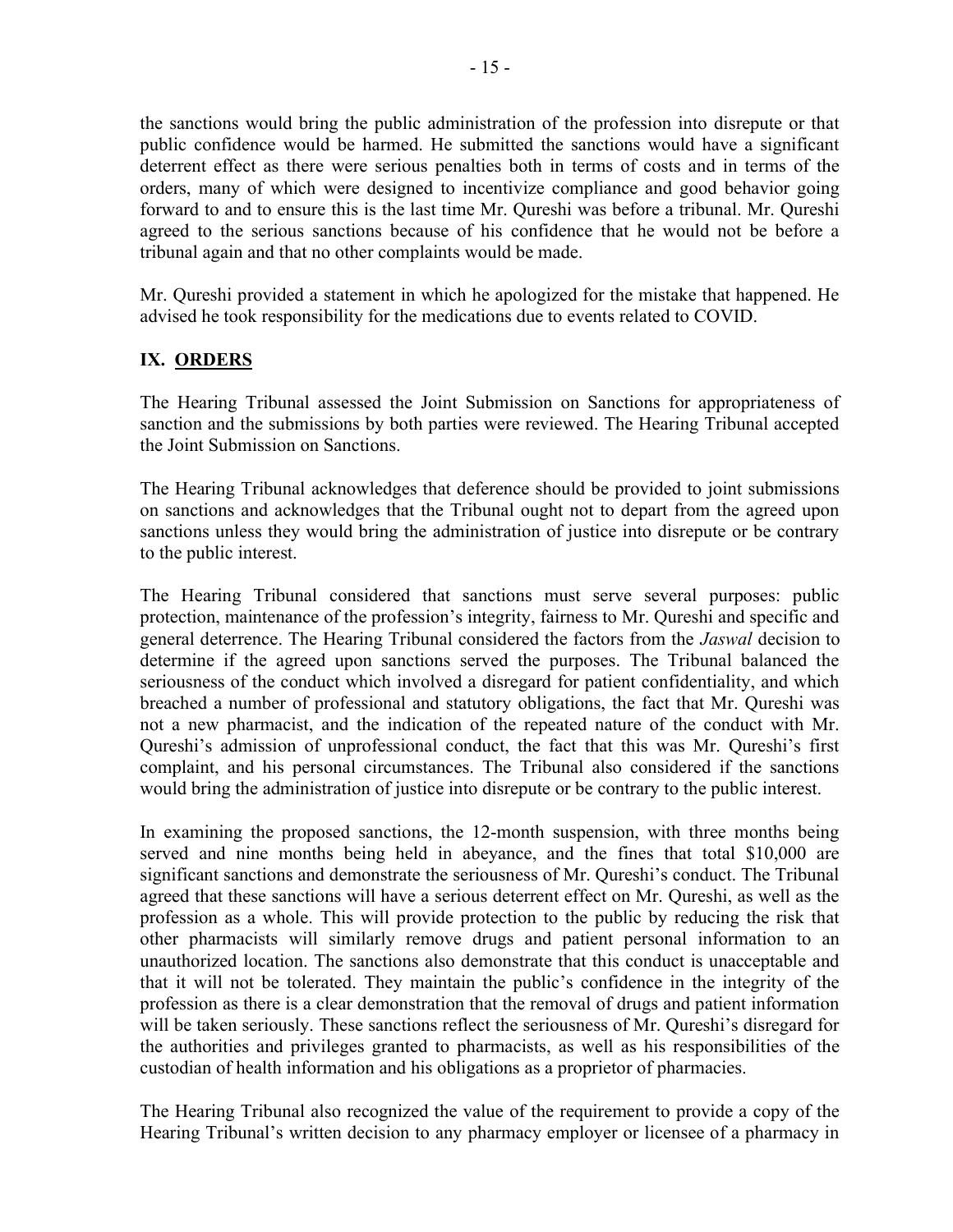the sanctions would bring the public administration of the profession into disrepute or that public confidence would be harmed. He submitted the sanctions would have a significant deterrent effect as there were serious penalties both in terms of costs and in terms of the orders, many of which were designed to incentivize compliance and good behavior going forward to and to ensure this is the last time Mr. Qureshi was before a tribunal. Mr. Qureshi agreed to the serious sanctions because of his confidence that he would not be before a tribunal again and that no other complaints would be made.

Mr. Qureshi provided a statement in which he apologized for the mistake that happened. He advised he took responsibility for the medications due to events related to COVID.

## IX. ORDERS

The Hearing Tribunal assessed the Joint Submission on Sanctions for appropriateness of sanction and the submissions by both parties were reviewed. The Hearing Tribunal accepted the Joint Submission on Sanctions.

The Hearing Tribunal acknowledges that deference should be provided to joint submissions on sanctions and acknowledges that the Tribunal ought not to depart from the agreed upon sanctions unless they would bring the administration of justice into disrepute or be contrary to the public interest.

The Hearing Tribunal considered that sanctions must serve several purposes: public protection, maintenance of the profession's integrity, fairness to Mr. Qureshi and specific and general deterrence. The Hearing Tribunal considered the factors from the *Jaswal* decision to determine if the agreed upon sanctions served the purposes. The Tribunal balanced the seriousness of the conduct which involved a disregard for patient confidentiality, and which breached a number of professional and statutory obligations, the fact that Mr. Qureshi was not a new pharmacist, and the indication of the repeated nature of the conduct with Mr. Qureshi's admission of unprofessional conduct, the fact that this was Mr. Qureshi's first complaint, and his personal circumstances. The Tribunal also considered if the sanctions would bring the administration of justice into disrepute or be contrary to the public interest.

In examining the proposed sanctions, the 12-month suspension, with three months being served and nine months being held in abeyance, and the fines that total $10,000 are significant sanctions and demonstrate the seriousness of Mr. Qureshi's conduct. The Tribunal agreed that these sanctions will have a serious deterrent effect on Mr. Qureshi, as well as the profession as a whole. This will provide protection to the public by reducing the risk that other pharmacists will similarly remove drugs and patient personal information to an unauthorized location. The sanctions also demonstrate that this conduct is unacceptable and that it will not be tolerated. They maintain the public's confidence in the integrity of the profession as there is a clear demonstration that the removal of drugs and patient information will be taken seriously. These sanctions reflect the seriousness of Mr. Qureshi's disregard for the authorities and privileges granted to pharmacists, as well as his responsibilities of the custodian of health information and his obligations as a proprietor of pharmacies.

The Hearing Tribunal also recognized the value of the requirement to provide a copy of the Hearing Tribunal's written decision to any pharmacy employer or licensee of a pharmacy in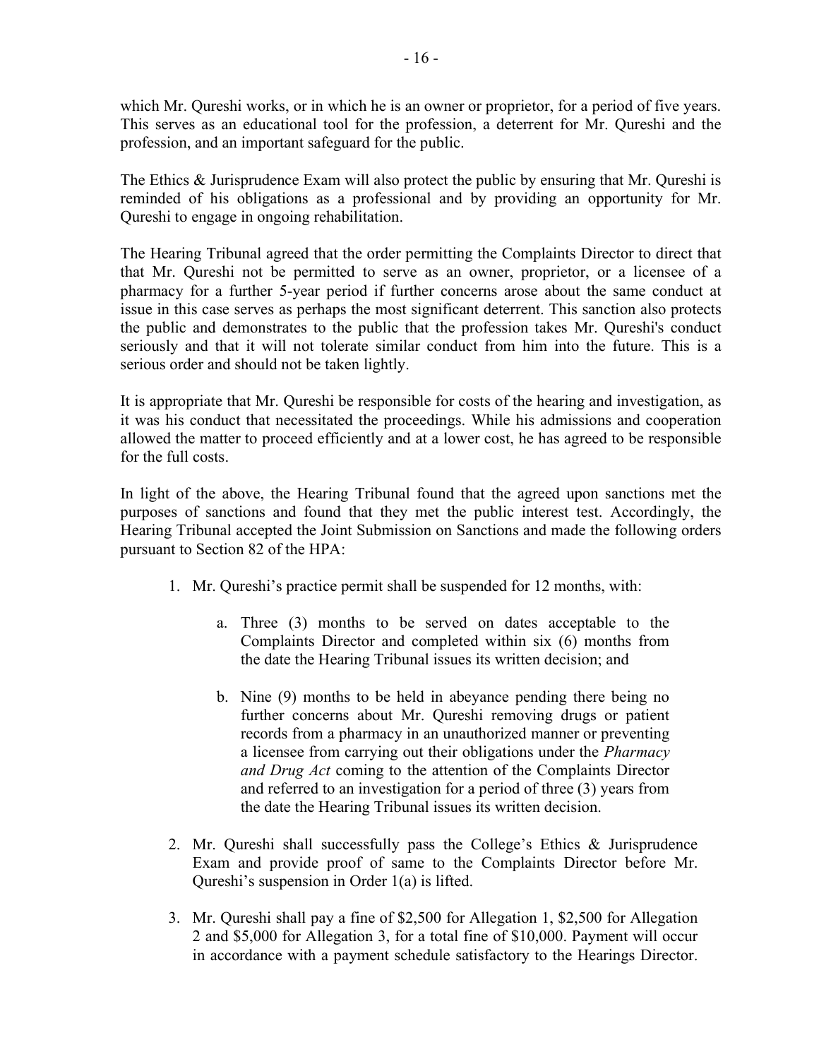which Mr. Qureshi works, or in which he is an owner or proprietor, for a period of five years. This serves as an educational tool for the profession, a deterrent for Mr. Qureshi and the profession, and an important safeguard for the public.

The Ethics & Jurisprudence Exam will also protect the public by ensuring that Mr. Qureshi is reminded of his obligations as a professional and by providing an opportunity for Mr. Qureshi to engage in ongoing rehabilitation.

The Hearing Tribunal agreed that the order permitting the Complaints Director to direct that that Mr. Qureshi not be permitted to serve as an owner, proprietor, or a licensee of a pharmacy for a further 5-year period if further concerns arose about the same conduct at issue in this case serves as perhaps the most significant deterrent. This sanction also protects the public and demonstrates to the public that the profession takes Mr. Qureshi's conduct seriously and that it will not tolerate similar conduct from him into the future. This is a serious order and should not be taken lightly.

It is appropriate that Mr. Qureshi be responsible for costs of the hearing and investigation, as it was his conduct that necessitated the proceedings. While his admissions and cooperation allowed the matter to proceed efficiently and at a lower cost, he has agreed to be responsible for the full costs.

In light of the above, the Hearing Tribunal found that the agreed upon sanctions met the purposes of sanctions and found that they met the public interest test. Accordingly, the Hearing Tribunal accepted the Joint Submission on Sanctions and made the following orders pursuant to Section 82 of the HPA:

1. Mr. Qureshi's practice permit shall be suspended for 12 months, with:

    a. Three (3) months to be served on dates acceptable to the Complaints Director and completed within six (6) months from the date the Hearing Tribunal issues its written decision; and

    b. Nine (9) months to be held in abeyance pending there being no further concerns about Mr. Qureshi removing drugs or patient records from a pharmacy in an unauthorized manner or preventing a licensee from carrying out their obligations under the *Pharmacy and Drug Act* coming to the attention of the Complaints Director and referred to an investigation for a period of three (3) years from the date the Hearing Tribunal issues its written decision.

2. Mr. Qureshi shall successfully pass the College's Ethics & Jurisprudence Exam and provide proof of same to the Complaints Director before Mr. Qureshi's suspension in Order 1(a) is lifted.

3. Mr. Qureshi shall pay a fine of $2,500 for Allegation 1, $2,500 for Allegation 2 and $5,000 for Allegation 3, for a total fine of $10,000. Payment will occur in accordance with a payment schedule satisfactory to the Hearings Director.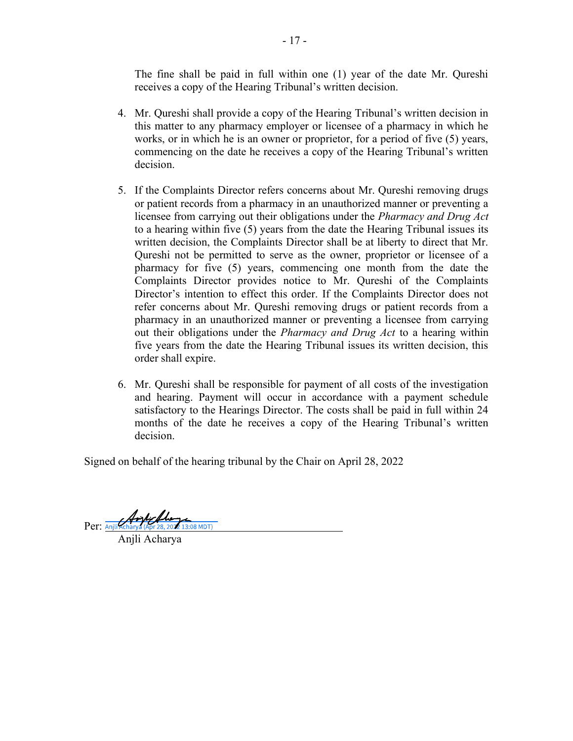The fine shall be paid in full within one (1) year of the date Mr. Qureshi receives a copy of the Hearing Tribunal's written decision.

4. Mr. Qureshi shall provide a copy of the Hearing Tribunal's written decision in this matter to any pharmacy employer or licensee of a pharmacy in which he works, or in which he is an owner or proprietor, for a period of five (5) years, commencing on the date he receives a copy of the Hearing Tribunal's written decision.

5. If the Complaints Director refers concerns about Mr. Qureshi removing drugs or patient records from a pharmacy in an unauthorized manner or preventing a licensee from carrying out their obligations under the *Pharmacy and Drug Act* to a hearing within five (5) years from the date the Hearing Tribunal issues its written decision, the Complaints Director shall be at liberty to direct that Mr. Qureshi not be permitted to serve as the owner, proprietor or licensee of a pharmacy for five (5) years, commencing one month from the date the Complaints Director provides notice to Mr. Qureshi of the Complaints Director's intention to effect this order. If the Complaints Director does not refer concerns about Mr. Qureshi removing drugs or patient records from a pharmacy in an unauthorized manner or preventing a licensee from carrying out their obligations under the *Pharmacy and Drug Act* to a hearing within five years from the date the Hearing Tribunal issues its written decision, this order shall expire.

6. Mr. Qureshi shall be responsible for payment of all costs of the investigation and hearing. Payment will occur in accordance with a payment schedule satisfactory to the Hearings Director. The costs shall be paid in full within 24 months of the date he receives a copy of the Hearing Tribunal's written decision.

Signed on behalf of the hearing tribunal by the Chair on April 28, 2022

Per: Anjli Acharya (Apr 28, 2022 13:08 MDT)

Anjli Acharya